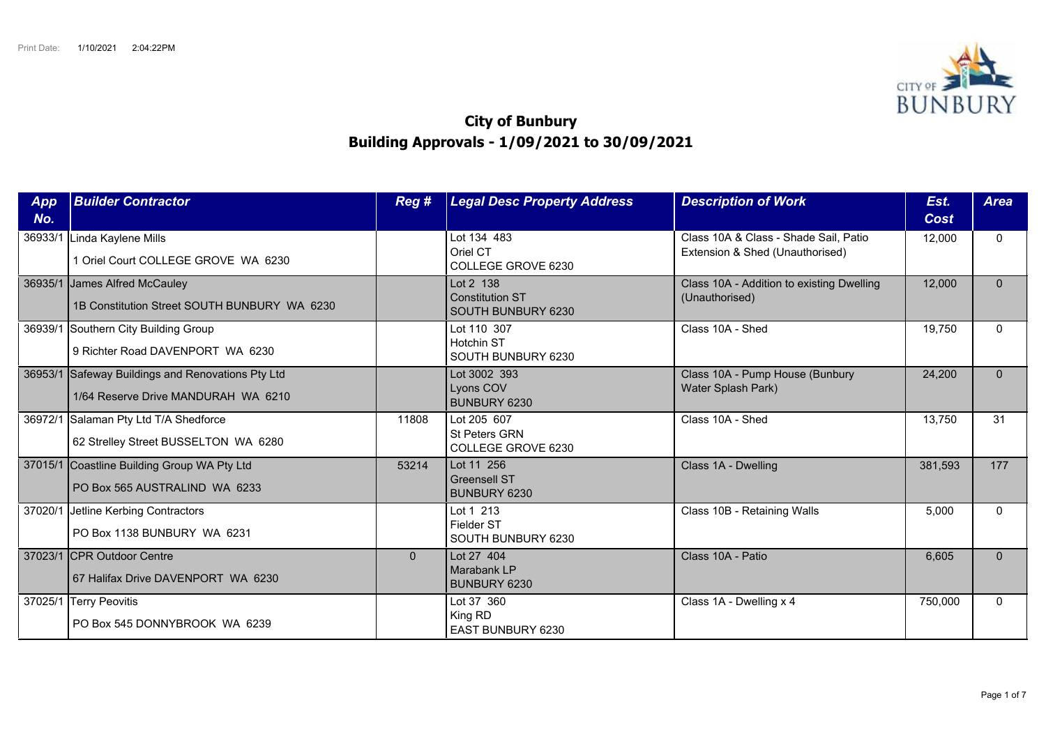Print Date: 1/10/2021 2:04:22PM

# City of Bunbury
## Building Approvals - 1/09/2021 to 30/09/2021

| App No. | Builder Contractor | Reg # | Legal Desc Property Address | Description of Work | Est. Cost | Area |
|---|---|---|---|---|---|---|
| 36933/1 | Linda Kaylene Mills<br>1 Oriel Court COLLEGE GROVE WA 6230 | | Lot 134 483<br>Oriel CT<br>COLLEGE GROVE 6230 | Class 10A & Class - Shade Sail, Patio Extension & Shed (Unauthorised) | 12,000 | 0 |
| 36935/1 | James Alfred McCauley<br>1B Constitution Street SOUTH BUNBURY WA 6230 | | Lot 2 138<br>Constitution ST<br>SOUTH BUNBURY 6230 | Class 10A - Addition to existing Dwelling (Unauthorised) | 12,000 | 0 |
| 36939/1 | Southern City Building Group<br>9 Richter Road DAVENPORT WA 6230 | | Lot 110 307<br>Hotchin ST<br>SOUTH BUNBURY 6230 | Class 10A - Shed | 19,750 | 0 |
| 36953/1 | Safeway Buildings and Renovations Pty Ltd<br>1/64 Reserve Drive MANDURAH WA 6210 | | Lot 3002 393<br>Lyons COV<br>BUNBURY 6230 | Class 10A - Pump House (Bunbury Water Splash Park) | 24,200 | 0 |
| 36972/1 | Salaman Pty Ltd T/A Shedforce<br>62 Strelley Street BUSSELTON WA 6280 | 11808 | Lot 205 607<br>St Peters GRN<br>COLLEGE GROVE 6230 | Class 10A - Shed | 13,750 | 31 |
| 37015/1 | Coastline Building Group WA Pty Ltd<br>PO Box 565 AUSTRALIND WA 6233 | 53214 | Lot 11 256<br>Greensell ST<br>BUNBURY 6230 | Class 1A - Dwelling | 381,593 | 177 |
| 37020/1 | Jetline Kerbing Contractors<br>PO Box 1138 BUNBURY WA 6231 | | Lot 1 213<br>Fielder ST<br>SOUTH BUNBURY 6230 | Class 10B - Retaining Walls | 5,000 | 0 |
| 37023/1 | CPR Outdoor Centre<br>67 Halifax Drive DAVENPORT WA 6230 | 0 | Lot 27 404<br>Marabank LP<br>BUNBURY 6230 | Class 10A - Patio | 6,605 | 0 |
| 37025/1 | Terry Peovitis<br>PO Box 545 DONNYBROOK WA 6239 | | Lot 37 360<br>King RD<br>EAST BUNBURY 6230 | Class 1A - Dwelling x 4 | 750,000 | 0 |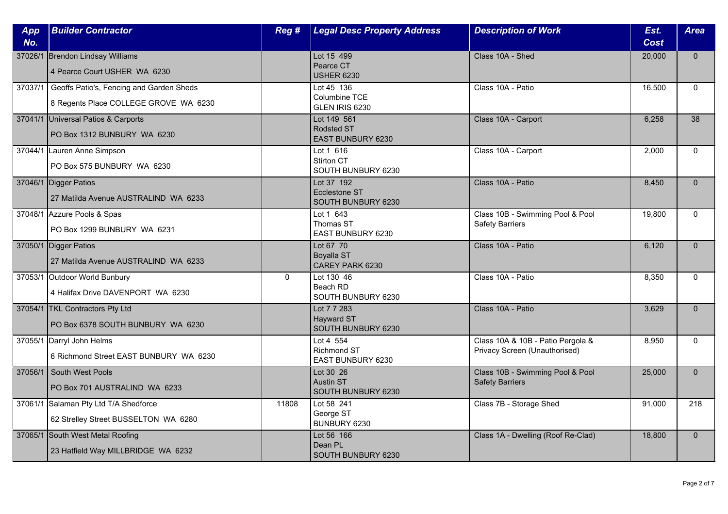| App No. | Builder Contractor | Reg # | Legal Desc Property Address | Description of Work | Est. Cost | Area |
|---|---|---|---|---|---|---|
| 37026/1 | Brendon Lindsay Williams<br>4 Pearce Court USHER WA 6230 | | Lot 15 499<br>Pearce CT<br>USHER 6230 | Class 10A - Shed | 20,000 | 0 |
| 37037/1 | Geoffs Patio's, Fencing and Garden Sheds<br>8 Regents Place COLLEGE GROVE WA 6230 | | Lot 45 136<br>Columbine TCE<br>GLEN IRIS 6230 | Class 10A - Patio | 16,500 | 0 |
| 37041/1 | Universal Patios & Carports<br>PO Box 1312 BUNBURY WA 6230 | | Lot 149 561<br>Rodsted ST<br>EAST BUNBURY 6230 | Class 10A - Carport | 6,258 | 38 |
| 37044/1 | Lauren Anne Simpson<br>PO Box 575 BUNBURY WA 6230 | | Lot 1 616<br>Stirton CT<br>SOUTH BUNBURY 6230 | Class 10A - Carport | 2,000 | 0 |
| 37046/1 | Digger Patios<br>27 Matilda Avenue AUSTRALIND WA 6233 | | Lot 37 192<br>Ecclestone ST<br>SOUTH BUNBURY 6230 | Class 10A - Patio | 8,450 | 0 |
| 37048/1 | Azzure Pools & Spas<br>PO Box 1299 BUNBURY WA 6231 | | Lot 1 643<br>Thomas ST<br>EAST BUNBURY 6230 | Class 10B - Swimming Pool & Pool Safety Barriers | 19,800 | 0 |
| 37050/1 | Digger Patios<br>27 Matilda Avenue AUSTRALIND WA 6233 | | Lot 67 70<br>Boyalla ST<br>CAREY PARK 6230 | Class 10A - Patio | 6,120 | 0 |
| 37053/1 | Outdoor World Bunbury<br>4 Halifax Drive DAVENPORT WA 6230 | 0 | Lot 130 46<br>Beach RD<br>SOUTH BUNBURY 6230 | Class 10A - Patio | 8,350 | 0 |
| 37054/1 | TKL Contractors Pty Ltd<br>PO Box 6378 SOUTH BUNBURY WA 6230 | | Lot 7 7 283<br>Hayward ST<br>SOUTH BUNBURY 6230 | Class 10A - Patio | 3,629 | 0 |
| 37055/1 | Darryl John Helms<br>6 Richmond Street EAST BUNBURY WA 6230 | | Lot 4 554<br>Richmond ST<br>EAST BUNBURY 6230 | Class 10A & 10B - Patio Pergola & Privacy Screen (Unauthorised) | 8,950 | 0 |
| 37056/1 | South West Pools<br>PO Box 701 AUSTRALIND WA 6233 | | Lot 30 26<br>Austin ST<br>SOUTH BUNBURY 6230 | Class 10B - Swimming Pool & Pool Safety Barriers | 25,000 | 0 |
| 37061/1 | Salaman Pty Ltd T/A Shedforce<br>62 Strelley Street BUSSELTON WA 6280 | 11808 | Lot 58 241<br>George ST<br>BUNBURY 6230 | Class 7B - Storage Shed | 91,000 | 218 |
| 37065/1 | South West Metal Roofing<br>23 Hatfield Way MILLBRIDGE WA 6232 | | Lot 56 166<br>Dean PL<br>SOUTH BUNBURY 6230 | Class 1A - Dwelling (Roof Re-Clad) | 18,800 | 0 |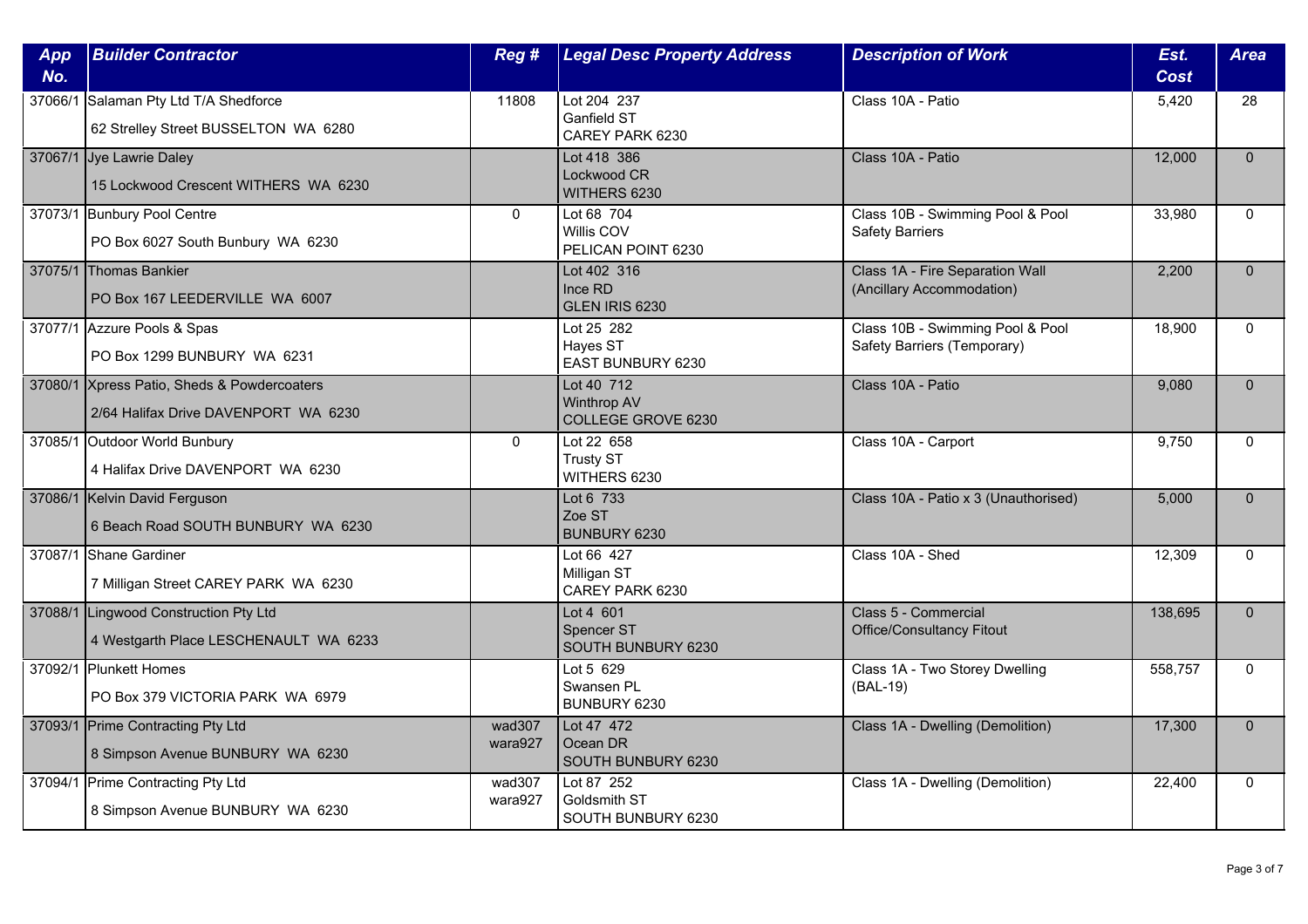| App No. | Builder Contractor | Reg # | Legal Desc Property Address | Description of Work | Est. Cost | Area |
|---|---|---|---|---|---|---|
| 37066/1 | Salaman Pty Ltd T/A Shedforce<br>62 Strelley Street BUSSELTON WA 6280 | 11808 | Lot 204 237<br>Ganfield ST<br>CAREY PARK 6230 | Class 10A - Patio | 5,420 | 28 |
| 37067/1 | Jye Lawrie Daley<br>15 Lockwood Crescent WITHERS WA 6230 | | Lot 418 386<br>Lockwood CR<br>WITHERS 6230 | Class 10A - Patio | 12,000 | 0 |
| 37073/1 | Bunbury Pool Centre<br>PO Box 6027 South Bunbury WA 6230 | 0 | Lot 68 704<br>Willis COV<br>PELICAN POINT 6230 | Class 10B - Swimming Pool & Pool Safety Barriers | 33,980 | 0 |
| 37075/1 | Thomas Bankier<br>PO Box 167 LEEDERVILLE WA 6007 | | Lot 402 316<br>Ince RD<br>GLEN IRIS 6230 | Class 1A - Fire Separation Wall (Ancillary Accommodation) | 2,200 | 0 |
| 37077/1 | Azzure Pools & Spas<br>PO Box 1299 BUNBURY WA 6231 | | Lot 25 282<br>Hayes ST<br>EAST BUNBURY 6230 | Class 10B - Swimming Pool & Pool Safety Barriers (Temporary) | 18,900 | 0 |
| 37080/1 | Xpress Patio, Sheds & Powdercoaters<br>2/64 Halifax Drive DAVENPORT WA 6230 | | Lot 40 712<br>Winthrop AV<br>COLLEGE GROVE 6230 | Class 10A - Patio | 9,080 | 0 |
| 37085/1 | Outdoor World Bunbury<br>4 Halifax Drive DAVENPORT WA 6230 | 0 | Lot 22 658<br>Trusty ST<br>WITHERS 6230 | Class 10A - Carport | 9,750 | 0 |
| 37086/1 | Kelvin David Ferguson<br>6 Beach Road SOUTH BUNBURY WA 6230 | | Lot 6 733<br>Zoe ST<br>BUNBURY 6230 | Class 10A - Patio x 3 (Unauthorised) | 5,000 | 0 |
| 37087/1 | Shane Gardiner<br>7 Milligan Street CAREY PARK WA 6230 | | Lot 66 427<br>Milligan ST<br>CAREY PARK 6230 | Class 10A - Shed | 12,309 | 0 |
| 37088/1 | Lingwood Construction Pty Ltd<br>4 Westgarth Place LESCHENAULT WA 6233 | | Lot 4 601<br>Spencer ST<br>SOUTH BUNBURY 6230 | Class 5 - Commercial Office/Consultancy Fitout | 138,695 | 0 |
| 37092/1 | Plunkett Homes<br>PO Box 379 VICTORIA PARK WA 6979 | | Lot 5 629<br>Swansen PL<br>BUNBURY 6230 | Class 1A - Two Storey Dwelling (BAL-19) | 558,757 | 0 |
| 37093/1 | Prime Contracting Pty Ltd<br>8 Simpson Avenue BUNBURY WA 6230 | wad307<br>wara927 | Lot 47 472<br>Ocean DR<br>SOUTH BUNBURY 6230 | Class 1A - Dwelling (Demolition) | 17,300 | 0 |
| 37094/1 | Prime Contracting Pty Ltd<br>8 Simpson Avenue BUNBURY WA 6230 | wad307<br>wara927 | Lot 87 252<br>Goldsmith ST<br>SOUTH BUNBURY 6230 | Class 1A - Dwelling (Demolition) | 22,400 | 0 |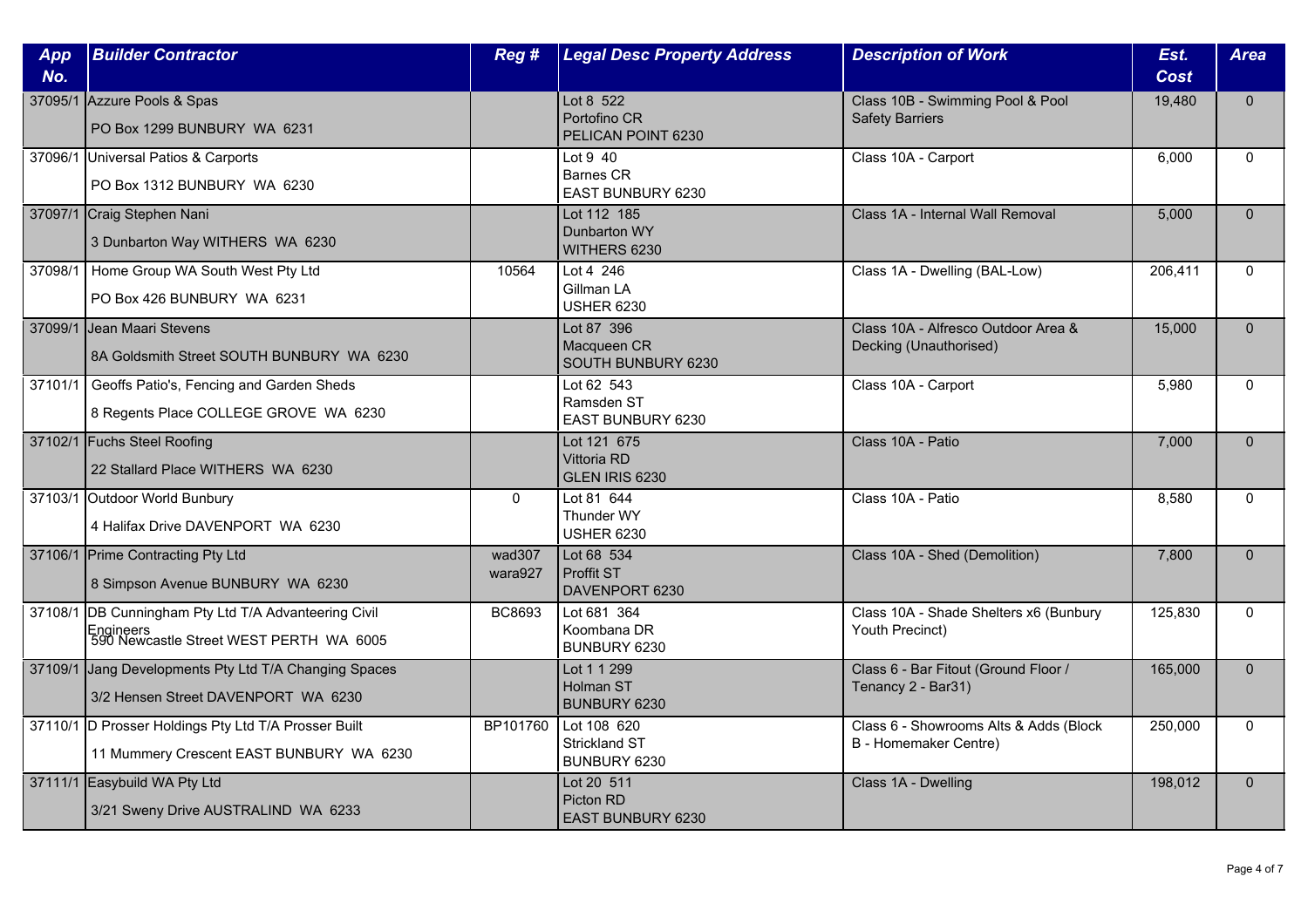| App No. | Builder Contractor | Reg # | Legal Desc Property Address | Description of Work | Est. Cost | Area |
|---|---|---|---|---|---|---|
| 37095/1 | Azzure Pools & Spas<br>PO Box 1299 BUNBURY WA 6231 | | Lot 8 522<br>Portofino CR<br>PELICAN POINT 6230 | Class 10B - Swimming Pool & Pool Safety Barriers | 19,480 | 0 |
| 37096/1 | Universal Patios & Carports<br>PO Box 1312 BUNBURY WA 6230 | | Lot 9 40<br>Barnes CR<br>EAST BUNBURY 6230 | Class 10A - Carport | 6,000 | 0 |
| 37097/1 | Craig Stephen Nani<br>3 Dunbarton Way WITHERS WA 6230 | | Lot 112 185<br>Dunbarton WY<br>WITHERS 6230 | Class 1A - Internal Wall Removal | 5,000 | 0 |
| 37098/1 | Home Group WA South West Pty Ltd<br>PO Box 426 BUNBURY WA 6231 | 10564 | Lot 4 246<br>Gillman LA<br>USHER 6230 | Class 1A - Dwelling (BAL-Low) | 206,411 | 0 |
| 37099/1 | Jean Maari Stevens<br>8A Goldsmith Street SOUTH BUNBURY WA 6230 | | Lot 87 396<br>Macqueen CR<br>SOUTH BUNBURY 6230 | Class 10A - Alfresco Outdoor Area & Decking (Unauthorised) | 15,000 | 0 |
| 37101/1 | Geoffs Patio's, Fencing and Garden Sheds<br>8 Regents Place COLLEGE GROVE WA 6230 | | Lot 62 543<br>Ramsden ST<br>EAST BUNBURY 6230 | Class 10A - Carport | 5,980 | 0 |
| 37102/1 | Fuchs Steel Roofing<br>22 Stallard Place WITHERS WA 6230 | | Lot 121 675<br>Vittoria RD<br>GLEN IRIS 6230 | Class 10A - Patio | 7,000 | 0 |
| 37103/1 | Outdoor World Bunbury<br>4 Halifax Drive DAVENPORT WA 6230 | 0 | Lot 81 644<br>Thunder WY<br>USHER 6230 | Class 10A - Patio | 8,580 | 0 |
| 37106/1 | Prime Contracting Pty Ltd<br>8 Simpson Avenue BUNBURY WA 6230 | wad307<br>wara927 | Lot 68 534<br>Proffit ST<br>DAVENPORT 6230 | Class 10A - Shed (Demolition) | 7,800 | 0 |
| 37108/1 | DB Cunningham Pty Ltd T/A Advanteering Civil Engineers<br>590 Newcastle Street WEST PERTH WA 6005 | BC8693 | Lot 681 364<br>Koombana DR<br>BUNBURY 6230 | Class 10A - Shade Shelters x6 (Bunbury Youth Precinct) | 125,830 | 0 |
| 37109/1 | Jang Developments Pty Ltd T/A Changing Spaces<br>3/2 Hensen Street DAVENPORT WA 6230 | | Lot 1 1 299<br>Holman ST<br>BUNBURY 6230 | Class 6 - Bar Fitout (Ground Floor / Tenancy 2 - Bar31) | 165,000 | 0 |
| 37110/1 | D Prosser Holdings Pty Ltd T/A Prosser Built<br>11 Mummery Crescent EAST BUNBURY WA 6230 | BP101760 | Lot 108 620<br>Strickland ST<br>BUNBURY 6230 | Class 6 - Showrooms Alts & Adds (Block B - Homemaker Centre) | 250,000 | 0 |
| 37111/1 | Easybuild WA Pty Ltd<br>3/21 Sweny Drive AUSTRALIND WA 6233 | | Lot 20 511<br>Picton RD<br>EAST BUNBURY 6230 | Class 1A - Dwelling | 198,012 | 0 |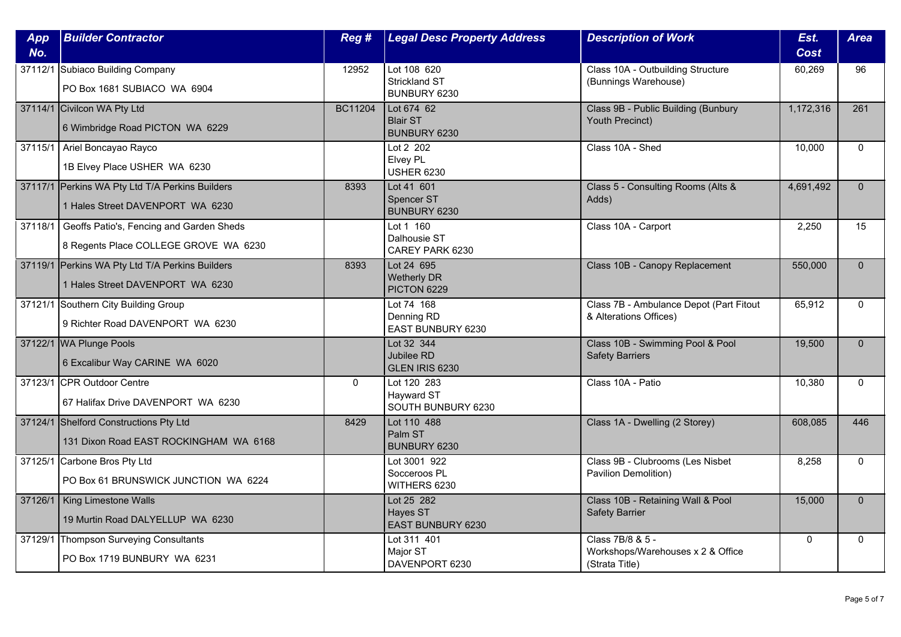| App No. | Builder Contractor | Reg # | Legal Desc Property Address | Description of Work | Est. Cost | Area |
|---|---|---|---|---|---|---|
| 37112/1 | Subiaco Building Company<br>PO Box 1681 SUBIACO WA 6904 | 12952 | Lot 108 620<br>Strickland ST<br>BUNBURY 6230 | Class 10A - Outbuilding Structure (Bunnings Warehouse) | 60,269 | 96 |
| 37114/1 | Civilcon WA Pty Ltd<br>6 Wimbridge Road PICTON WA 6229 | BC11204 | Lot 674 62<br>Blair ST<br>BUNBURY 6230 | Class 9B - Public Building (Bunbury Youth Precinct) | 1,172,316 | 261 |
| 37115/1 | Ariel Boncayao Rayco<br>1B Elvey Place USHER WA 6230 | | Lot 2 202<br>Elvey PL<br>USHER 6230 | Class 10A - Shed | 10,000 | 0 |
| 37117/1 | Perkins WA Pty Ltd T/A Perkins Builders<br>1 Hales Street DAVENPORT WA 6230 | 8393 | Lot 41 601<br>Spencer ST<br>BUNBURY 6230 | Class 5 - Consulting Rooms (Alts & Adds) | 4,691,492 | 0 |
| 37118/1 | Geoffs Patio's, Fencing and Garden Sheds<br>8 Regents Place COLLEGE GROVE WA 6230 | | Lot 1 160<br>Dalhousie ST<br>CAREY PARK 6230 | Class 10A - Carport | 2,250 | 15 |
| 37119/1 | Perkins WA Pty Ltd T/A Perkins Builders<br>1 Hales Street DAVENPORT WA 6230 | 8393 | Lot 24 695<br>Wetherly DR<br>PICTON 6229 | Class 10B - Canopy Replacement | 550,000 | 0 |
| 37121/1 | Southern City Building Group<br>9 Richter Road DAVENPORT WA 6230 | | Lot 74 168<br>Denning RD<br>EAST BUNBURY 6230 | Class 7B - Ambulance Depot (Part Fitout & Alterations Offices) | 65,912 | 0 |
| 37122/1 | WA Plunge Pools<br>6 Excalibur Way CARINE WA 6020 | | Lot 32 344<br>Jubilee RD<br>GLEN IRIS 6230 | Class 10B - Swimming Pool & Pool Safety Barriers | 19,500 | 0 |
| 37123/1 | CPR Outdoor Centre<br>67 Halifax Drive DAVENPORT WA 6230 | 0 | Lot 120 283<br>Hayward ST<br>SOUTH BUNBURY 6230 | Class 10A - Patio | 10,380 | 0 |
| 37124/1 | Shelford Constructions Pty Ltd<br>131 Dixon Road EAST ROCKINGHAM WA 6168 | 8429 | Lot 110 488<br>Palm ST<br>BUNBURY 6230 | Class 1A - Dwelling (2 Storey) | 608,085 | 446 |
| 37125/1 | Carbone Bros Pty Ltd<br>PO Box 61 BRUNSWICK JUNCTION WA 6224 | | Lot 3001 922<br>Socceroos PL<br>WITHERS 6230 | Class 9B - Clubrooms (Les Nisbet Pavilion Demolition) | 8,258 | 0 |
| 37126/1 | King Limestone Walls<br>19 Murtin Road DALYELLUP WA 6230 | | Lot 25 282<br>Hayes ST<br>EAST BUNBURY 6230 | Class 10B - Retaining Wall & Pool Safety Barrier | 15,000 | 0 |
| 37129/1 | Thompson Surveying Consultants<br>PO Box 1719 BUNBURY WA 6231 | | Lot 311 401<br>Major ST<br>DAVENPORT 6230 | Class 7B/8 & 5 - Workshops/Warehouses x 2 & Office (Strata Title) | 0 | 0 |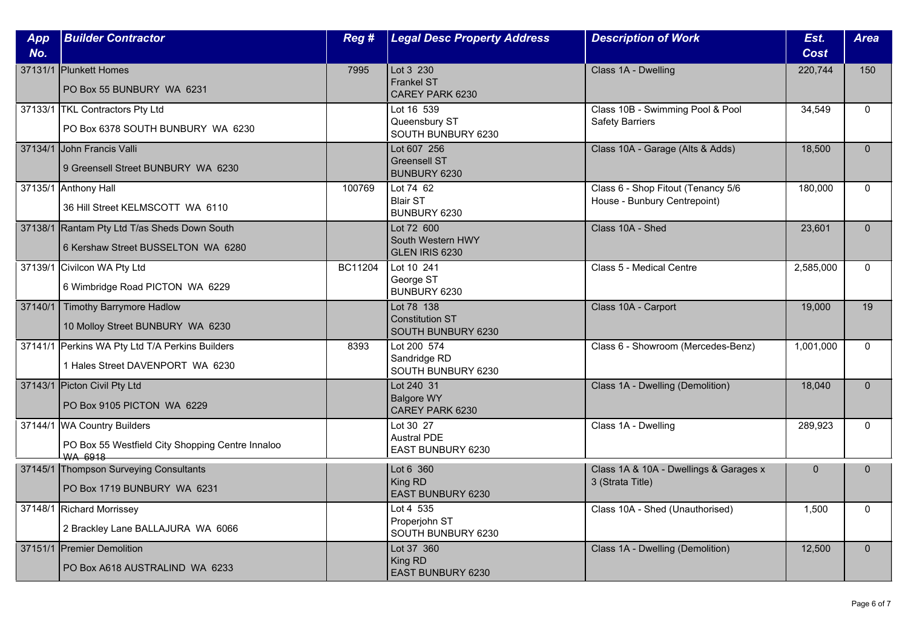| App No. | Builder Contractor | Reg # | Legal Desc Property Address | Description of Work | Est. Cost | Area |
|---|---|---|---|---|---|---|
| 37131/1 | Plunkett Homes<br>PO Box 55 BUNBURY WA 6231 | 7995 | Lot 3 230<br>Frankel ST<br>CAREY PARK 6230 | Class 1A - Dwelling | 220,744 | 150 |
| 37133/1 | TKL Contractors Pty Ltd<br>PO Box 6378 SOUTH BUNBURY WA 6230 | | Lot 16 539<br>Queensbury ST<br>SOUTH BUNBURY 6230 | Class 10B - Swimming Pool & Pool Safety Barriers | 34,549 | 0 |
| 37134/1 | John Francis Valli<br>9 Greensell Street BUNBURY WA 6230 | | Lot 607 256<br>Greensell ST<br>BUNBURY 6230 | Class 10A - Garage (Alts & Adds) | 18,500 | 0 |
| 37135/1 | Anthony Hall<br>36 Hill Street KELMSCOTT WA 6110 | 100769 | Lot 74 62<br>Blair ST<br>BUNBURY 6230 | Class 6 - Shop Fitout (Tenancy 5/6 House - Bunbury Centrepoint) | 180,000 | 0 |
| 37138/1 | Rantam Pty Ltd T/as Sheds Down South<br>6 Kershaw Street BUSSELTON WA 6280 | | Lot 72 600<br>South Western HWY<br>GLEN IRIS 6230 | Class 10A - Shed | 23,601 | 0 |
| 37139/1 | Civilcon WA Pty Ltd<br>6 Wimbridge Road PICTON WA 6229 | BC11204 | Lot 10 241<br>George ST<br>BUNBURY 6230 | Class 5 - Medical Centre | 2,585,000 | 0 |
| 37140/1 | Timothy Barrymore Hadlow<br>10 Molloy Street BUNBURY WA 6230 | | Lot 78 138<br>Constitution ST<br>SOUTH BUNBURY 6230 | Class 10A - Carport | 19,000 | 19 |
| 37141/1 | Perkins WA Pty Ltd T/A Perkins Builders<br>1 Hales Street DAVENPORT WA 6230 | 8393 | Lot 200 574<br>Sandridge RD<br>SOUTH BUNBURY 6230 | Class 6 - Showroom (Mercedes-Benz) | 1,001,000 | 0 |
| 37143/1 | Picton Civil Pty Ltd<br>PO Box 9105 PICTON WA 6229 | | Lot 240 31<br>Balgore WY<br>CAREY PARK 6230 | Class 1A - Dwelling (Demolition) | 18,040 | 0 |
| 37144/1 | WA Country Builders<br>PO Box 55 Westfield City Shopping Centre Innaloo WA 6918 | | Lot 30 27<br>Austral PDE<br>EAST BUNBURY 6230 | Class 1A - Dwelling | 289,923 | 0 |
| 37145/1 | Thompson Surveying Consultants<br>PO Box 1719 BUNBURY WA 6231 | | Lot 6 360<br>King RD<br>EAST BUNBURY 6230 | Class 1A & 10A - Dwellings & Garages x 3 (Strata Title) | 0 | 0 |
| 37148/1 | Richard Morrissey<br>2 Brackley Lane BALLAJURA WA 6066 | | Lot 4 535<br>Properjohn ST<br>SOUTH BUNBURY 6230 | Class 10A - Shed (Unauthorised) | 1,500 | 0 |
| 37151/1 | Premier Demolition<br>PO Box A618 AUSTRALIND WA 6233 | | Lot 37 360<br>King RD<br>EAST BUNBURY 6230 | Class 1A - Dwelling (Demolition) | 12,500 | 0 |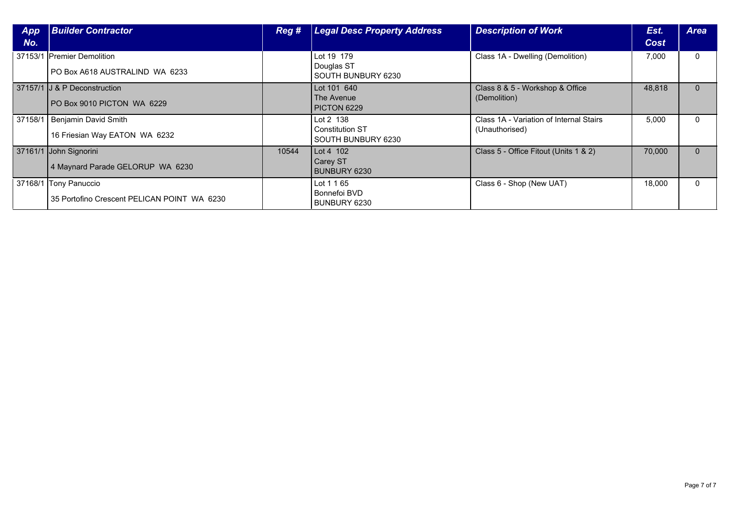| App No. | Builder Contractor | Reg # | Legal Desc Property Address | Description of Work | Est. Cost | Area |
|---|---|---|---|---|---|---|
| 37153/1 | Premier Demolition<br>PO Box A618 AUSTRALIND WA 6233 | | Lot 19 179<br>Douglas ST<br>SOUTH BUNBURY 6230 | Class 1A - Dwelling (Demolition) | 7,000 | 0 |
| 37157/1 | J & P Deconstruction<br>PO Box 9010 PICTON WA 6229 | | Lot 101 640<br>The Avenue<br>PICTON 6229 | Class 8 & 5 - Workshop & Office (Demolition) | 48,818 | 0 |
| 37158/1 | Benjamin David Smith<br>16 Friesian Way EATON WA 6232 | | Lot 2 138<br>Constitution ST<br>SOUTH BUNBURY 6230 | Class 1A - Variation of Internal Stairs (Unauthorised) | 5,000 | 0 |
| 37161/1 | John Signorini<br>4 Maynard Parade GELORUP WA 6230 | 10544 | Lot 4 102<br>Carey ST<br>BUNBURY 6230 | Class 5 - Office Fitout (Units 1 & 2) | 70,000 | 0 |
| 37168/1 | Tony Panuccio<br>35 Portofino Crescent PELICAN POINT WA 6230 | | Lot 1 1 65<br>Bonnefoi BVD<br>BUNBURY 6230 | Class 6 - Shop (New UAT) | 18,000 | 0 |